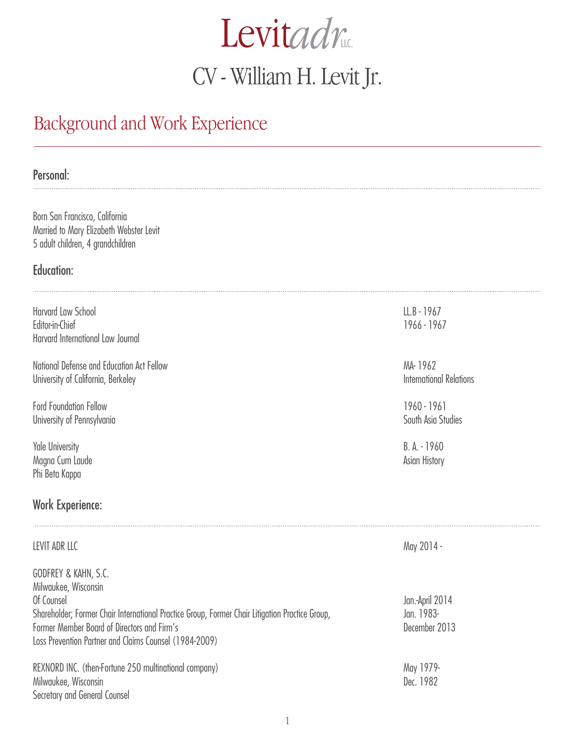# Levitadr LLC.

# CV - William H. Levit Jr.

## Background and Work Experience

### Personal:

Born San Francisco, California
Married to Mary Elizabeth Webster Levit
5 adult children, 4 grandchildren

### Education:

| | |
|---|---|
| Harvard Law School | LL.B - 1967 |
| Editor-in-Chief | 1966 - 1967 |
| Harvard International Law Journal | |
| National Defense and Education Act Fellow | MA- 1962 |
| University of California, Berkeley | International Relations |
| Ford Foundation Fellow | 1960 - 1961 |
| University of Pennsylvania | South Asia Studies |
| Yale University | B. A. - 1960 |
| Magna Cum Laude | Asian History |
| Phi Beta Kappa | |

### Work Experience:

| | |
|---|---|
| LEVIT ADR LLC | May 2014 - |
| GODFREY & KAHN, S.C. | |
| Milwaukee, Wisconsin | |
| Of Counsel | Jan.-April 2014 |
| Shareholder; Former Chair International Practice Group, Former Chair Litigation Practice Group, | Jan. 1983- |
| Former Member Board of Directors and Firm's | December 2013 |
| Loss Prevention Partner and Claims Counsel (1984-2009) | |
| REXNORD INC. (then-Fortune 250 multinational company) | May 1979- |
| Milwaukee, Wisconsin | Dec. 1982 |
| Secretary and General Counsel | |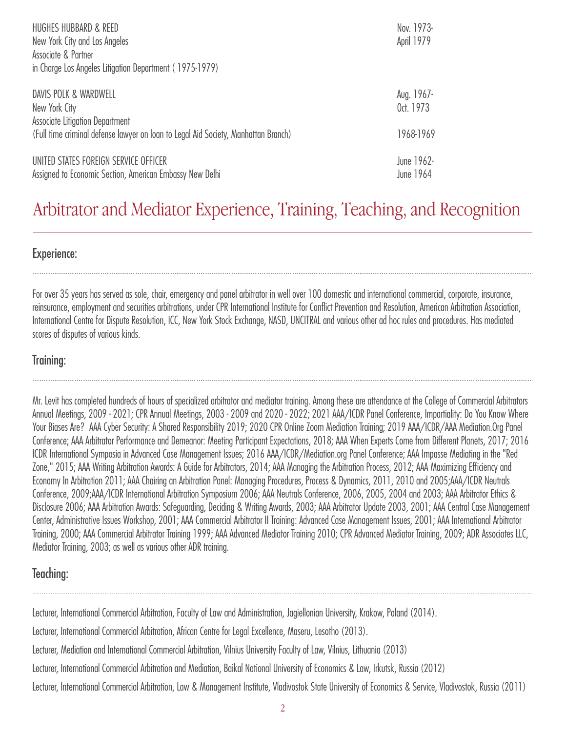HUGHES HUBBARD & REED
New York City and Los Angeles
Associate & Partner
in Charge Los Angeles Litigation Department ( 1975-1979)
Nov. 1973-
April 1979

DAVIS POLK & WARDWELL
New York City
Associate Litigation Department
Aug. 1967-
Oct. 1973

(Full time criminal defense lawyer on loan to Legal Aid Society, Manhattan Branch) 1968-1969

UNITED STATES FOREIGN SERVICE OFFICER
Assigned to Economic Section, American Embassy New Delhi
June 1962-
June 1964

# Arbitrator and Mediator Experience, Training, Teaching, and Recognition

## Experience:

For over 35 years has served as sole, chair, emergency and panel arbitrator in well over 100 domestic and international commercial, corporate, insurance, reinsurance, employment and securities arbitrations, under CPR International Institute for Conflict Prevention and Resolution, American Arbitration Association, International Centre for Dispute Resolution, ICC, New York Stock Exchange, NASD, UNCITRAL and various other ad hoc rules and procedures. Has mediated scores of disputes of various kinds.

## Training:

Mr. Levit has completed hundreds of hours of specialized arbitrator and mediator training. Among these are attendance at the College of Commercial Arbitrators Annual Meetings, 2009 - 2021; CPR Annual Meetings, 2003 - 2009 and 2020 - 2022; 2021 AAA/ICDR Panel Conference, Impartiality: Do You Know Where Your Biases Are? AAA Cyber Security: A Shared Responsibility 2019; 2020 CPR Online Zoom Mediation Training; 2019 AAA/ICDR/AAA Mediation.Org Panel Conference; AAA Arbitrator Performance and Demeanor: Meeting Participant Expectations, 2018; AAA When Experts Come from Different Planets, 2017; 2016 ICDR International Symposia in Advanced Case Management Issues; 2016 AAA/ICDR/Mediation.org Panel Conference; AAA Impasse Mediating in the "Red Zone," 2015; AAA Writing Arbitration Awards: A Guide for Arbitrators, 2014; AAA Managing the Arbitration Process, 2012; AAA Maximizing Efficiency and Economy In Arbitration 2011; AAA Chairing an Arbitration Panel: Managing Procedures, Process & Dynamics, 2011, 2010 and 2005;AAA/ICDR Neutrals Conference, 2009;AAA/ICDR International Arbitration Symposium 2006; AAA Neutrals Conference, 2006, 2005, 2004 and 2003; AAA Arbitrator Ethics & Disclosure 2006; AAA Arbitration Awards: Safeguarding, Deciding & Writing Awards, 2003; AAA Arbitrator Update 2003, 2001; AAA Central Case Management Center, Administrative Issues Workshop, 2001; AAA Commercial Arbitrator II Training: Advanced Case Management Issues, 2001; AAA International Arbitrator Training, 2000; AAA Commercial Arbitrator Training 1999; AAA Advanced Mediator Training 2010; CPR Advanced Mediator Training, 2009; ADR Associates LLC, Mediator Training, 2003; as well as various other ADR training.

## Teaching:

Lecturer, International Commercial Arbitration, Faculty of Law and Administration, Jagiellonian University, Krakow, Poland (2014).

Lecturer, International Commercial Arbitration, African Centre for Legal Excellence, Maseru, Lesotho (2013).

Lecturer, Mediation and International Commercial Arbitration, Vilnius University Faculty of Law, Vilnius, Lithuania (2013)

Lecturer, International Commercial Arbitration and Mediation, Baikal National University of Economics & Law, Irkutsk, Russia (2012)

Lecturer, International Commercial Arbitration, Law & Management Institute, Vladivostok State University of Economics & Service, Vladivostok, Russia (2011)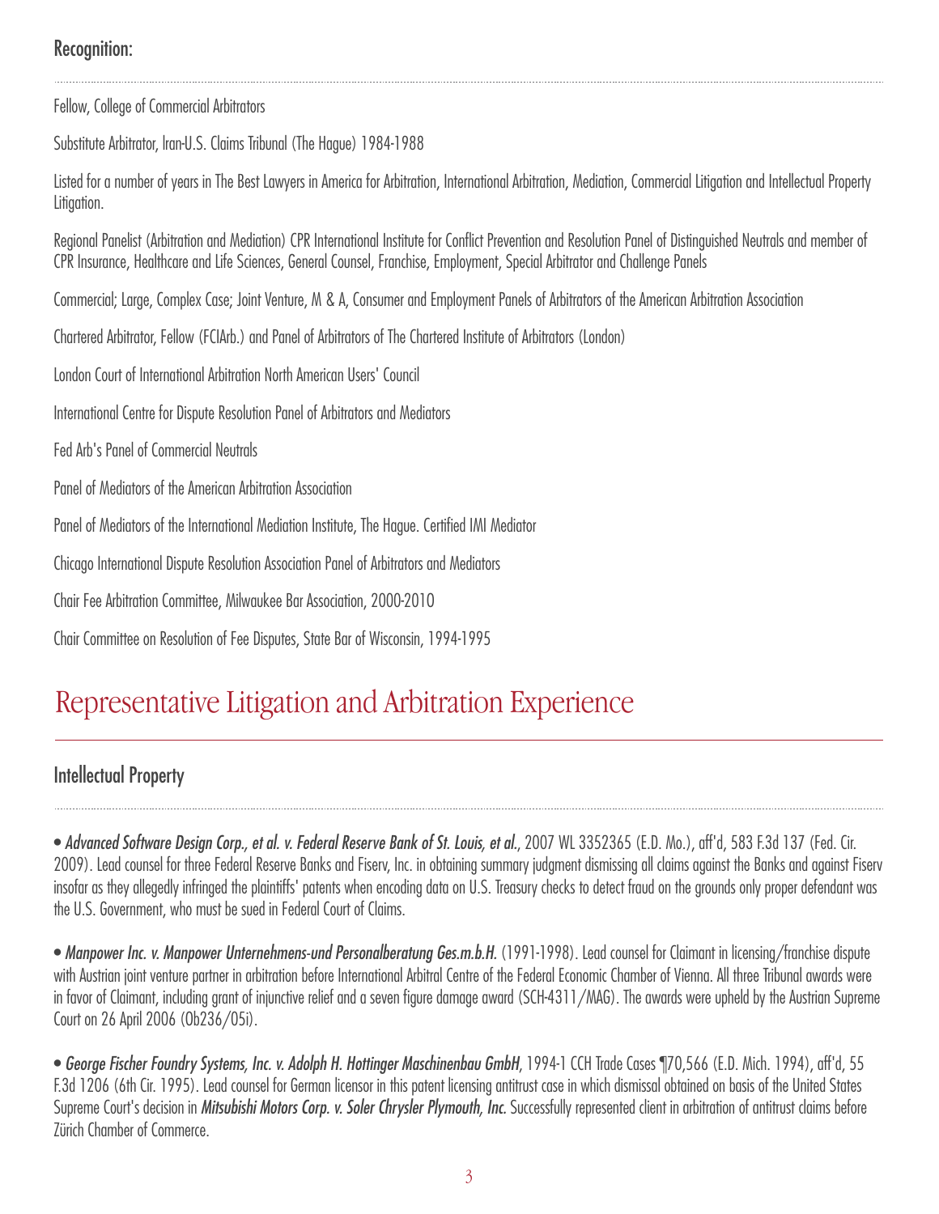## Recognition:

Fellow, College of Commercial Arbitrators

Substitute Arbitrator, Iran-U.S. Claims Tribunal (The Hague) 1984-1988

Listed for a number of years in The Best Lawyers in America for Arbitration, International Arbitration, Mediation, Commercial Litigation and Intellectual Property Litigation.

Regional Panelist (Arbitration and Mediation) CPR International Institute for Conflict Prevention and Resolution Panel of Distinguished Neutrals and member of CPR Insurance, Healthcare and Life Sciences, General Counsel, Franchise, Employment, Special Arbitrator and Challenge Panels

Commercial; Large, Complex Case; Joint Venture, M & A, Consumer and Employment Panels of Arbitrators of the American Arbitration Association

Chartered Arbitrator, Fellow (FCIArb.) and Panel of Arbitrators of The Chartered Institute of Arbitrators (London)

London Court of International Arbitration North American Users' Council

International Centre for Dispute Resolution Panel of Arbitrators and Mediators

Fed Arb's Panel of Commercial Neutrals

Panel of Mediators of the American Arbitration Association

Panel of Mediators of the International Mediation Institute, The Hague. Certified IMI Mediator

Chicago International Dispute Resolution Association Panel of Arbitrators and Mediators

Chair Fee Arbitration Committee, Milwaukee Bar Association, 2000-2010

Chair Committee on Resolution of Fee Disputes, State Bar of Wisconsin, 1994-1995

# Representative Litigation and Arbitration Experience

## Intellectual Property

- ***Advanced Software Design Corp., et al. v. Federal Reserve Bank of St. Louis, et al.***, 2007 WL 3352365 (E.D. Mo.), aff'd, 583 F.3d 137 (Fed. Cir. 2009). Lead counsel for three Federal Reserve Banks and Fiserv, Inc. in obtaining summary judgment dismissing all claims against the Banks and against Fiserv insofar as they allegedly infringed the plaintiffs' patents when encoding data on U.S. Treasury checks to detect fraud on the grounds only proper defendant was the U.S. Government, who must be sued in Federal Court of Claims.

- ***Manpower Inc. v. Manpower Unternehmens-und Personalberatung Ges.m.b.H.*** (1991-1998). Lead counsel for Claimant in licensing/franchise dispute with Austrian joint venture partner in arbitration before International Arbitral Centre of the Federal Economic Chamber of Vienna. All three Tribunal awards were in favor of Claimant, including grant of injunctive relief and a seven figure damage award (SCH-4311/MAG). The awards were upheld by the Austrian Supreme Court on 26 April 2006 (Ob236/05i).

- ***George Fischer Foundry Systems, Inc. v. Adolph H. Hottinger Maschinenbau GmbH***, 1994-1 CCH Trade Cases ¶70,566 (E.D. Mich. 1994), aff'd, 55 F.3d 1206 (6th Cir. 1995). Lead counsel for German licensor in this patent licensing antitrust case in which dismissal obtained on basis of the United States Supreme Court's decision in ***Mitsubishi Motors Corp. v. Soler Chrysler Plymouth, Inc.*** Successfully represented client in arbitration of antitrust claims before Zürich Chamber of Commerce.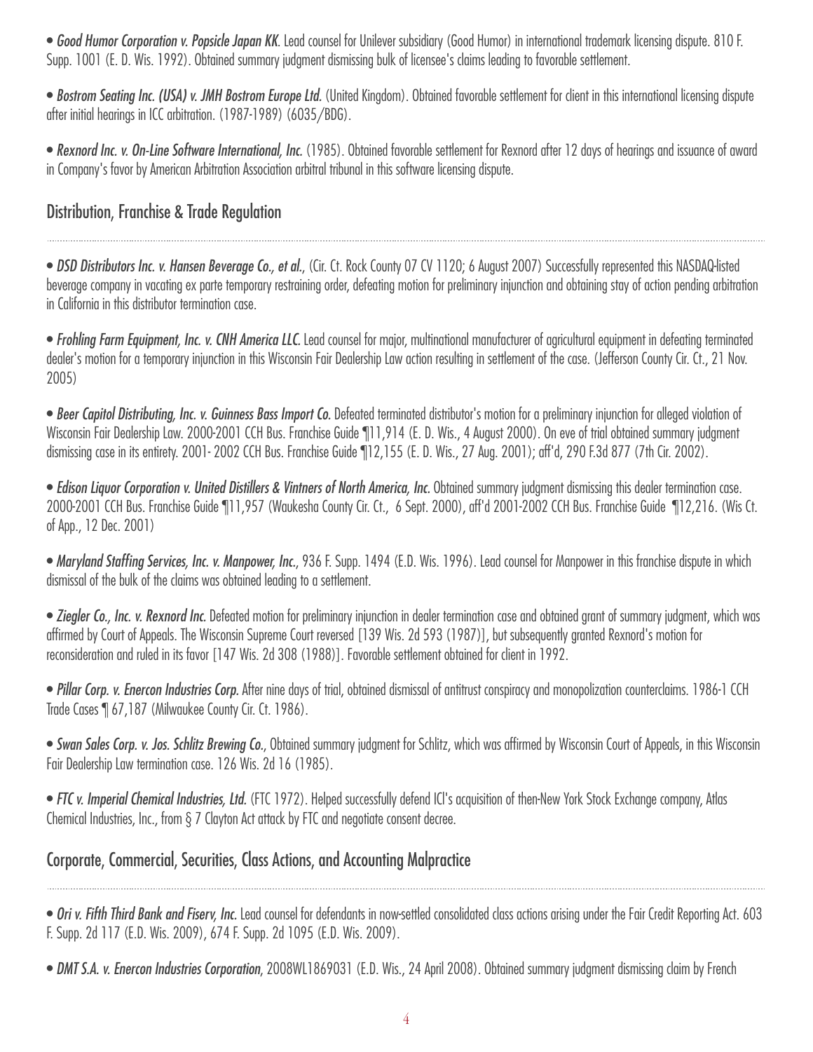• ***Good Humor Corporation v. Popsicle Japan KK.*** Lead counsel for Unilever subsidiary (Good Humor) in international trademark licensing dispute. 810 F. Supp. 1001 (E. D. Wis. 1992). Obtained summary judgment dismissing bulk of licensee's claims leading to favorable settlement.

• ***Bostrom Seating Inc. (USA) v. JMH Bostrom Europe Ltd.*** (United Kingdom). Obtained favorable settlement for client in this international licensing dispute after initial hearings in ICC arbitration. (1987-1989) (6035/BDG).

• ***Rexnord Inc. v. On-Line Software International, Inc.*** (1985). Obtained favorable settlement for Rexnord after 12 days of hearings and issuance of award in Company's favor by American Arbitration Association arbitral tribunal in this software licensing dispute.

## Distribution, Franchise & Trade Regulation

• ***DSD Distributors Inc. v. Hansen Beverage Co., et al.***, (Cir. Ct. Rock County 07 CV 1120; 6 August 2007) Successfully represented this NASDAQ-listed beverage company in vacating ex parte temporary restraining order, defeating motion for preliminary injunction and obtaining stay of action pending arbitration in California in this distributor termination case.

• ***Frohling Farm Equipment, Inc. v. CNH America LLC.*** Lead counsel for major, multinational manufacturer of agricultural equipment in defeating terminated dealer's motion for a temporary injunction in this Wisconsin Fair Dealership Law action resulting in settlement of the case. (Jefferson County Cir. Ct., 21 Nov. 2005)

• ***Beer Capitol Distributing, Inc. v. Guinness Bass Import Co.*** Defeated terminated distributor's motion for a preliminary injunction for alleged violation of Wisconsin Fair Dealership Law. 2000-2001 CCH Bus. Franchise Guide ¶11,914 (E. D. Wis., 4 August 2000). On eve of trial obtained summary judgment dismissing case in its entirety. 2001- 2002 CCH Bus. Franchise Guide ¶12,155 (E. D. Wis., 27 Aug. 2001); aff'd, 290 F.3d 877 (7th Cir. 2002).

• ***Edison Liquor Corporation v. United Distillers & Vintners of North America, Inc.*** Obtained summary judgment dismissing this dealer termination case. 2000-2001 CCH Bus. Franchise Guide ¶11,957 (Waukesha County Cir. Ct., 6 Sept. 2000), aff'd 2001-2002 CCH Bus. Franchise Guide ¶12,216. (Wis Ct. of App., 12 Dec. 2001)

• ***Maryland Staffing Services, Inc. v. Manpower, Inc.***, 936 F. Supp. 1494 (E.D. Wis. 1996). Lead counsel for Manpower in this franchise dispute in which dismissal of the bulk of the claims was obtained leading to a settlement.

• ***Ziegler Co., Inc. v. Rexnord Inc.*** Defeated motion for preliminary injunction in dealer termination case and obtained grant of summary judgment, which was affirmed by Court of Appeals. The Wisconsin Supreme Court reversed [139 Wis. 2d 593 (1987)], but subsequently granted Rexnord's motion for reconsideration and ruled in its favor [147 Wis. 2d 308 (1988)]. Favorable settlement obtained for client in 1992.

• ***Pillar Corp. v. Enercon Industries Corp.*** After nine days of trial, obtained dismissal of antitrust conspiracy and monopolization counterclaims. 1986-1 CCH Trade Cases ¶ 67,187 (Milwaukee County Cir. Ct. 1986).

• ***Swan Sales Corp. v. Jos. Schlitz Brewing Co.***, Obtained summary judgment for Schlitz, which was affirmed by Wisconsin Court of Appeals, in this Wisconsin Fair Dealership Law termination case. 126 Wis. 2d 16 (1985).

• ***FTC v. Imperial Chemical Industries, Ltd.*** (FTC 1972). Helped successfully defend ICI's acquisition of then-New York Stock Exchange company, Atlas Chemical Industries, Inc., from § 7 Clayton Act attack by FTC and negotiate consent decree.

## Corporate, Commercial, Securities, Class Actions, and Accounting Malpractice

• ***Ori v. Fifth Third Bank and Fiserv, Inc.*** Lead counsel for defendants in now-settled consolidated class actions arising under the Fair Credit Reporting Act. 603 F. Supp. 2d 117 (E.D. Wis. 2009), 674 F. Supp. 2d 1095 (E.D. Wis. 2009).

• ***DMT S.A. v. Enercon Industries Corporation***, 2008WL1869031 (E.D. Wis., 24 April 2008). Obtained summary judgment dismissing claim by French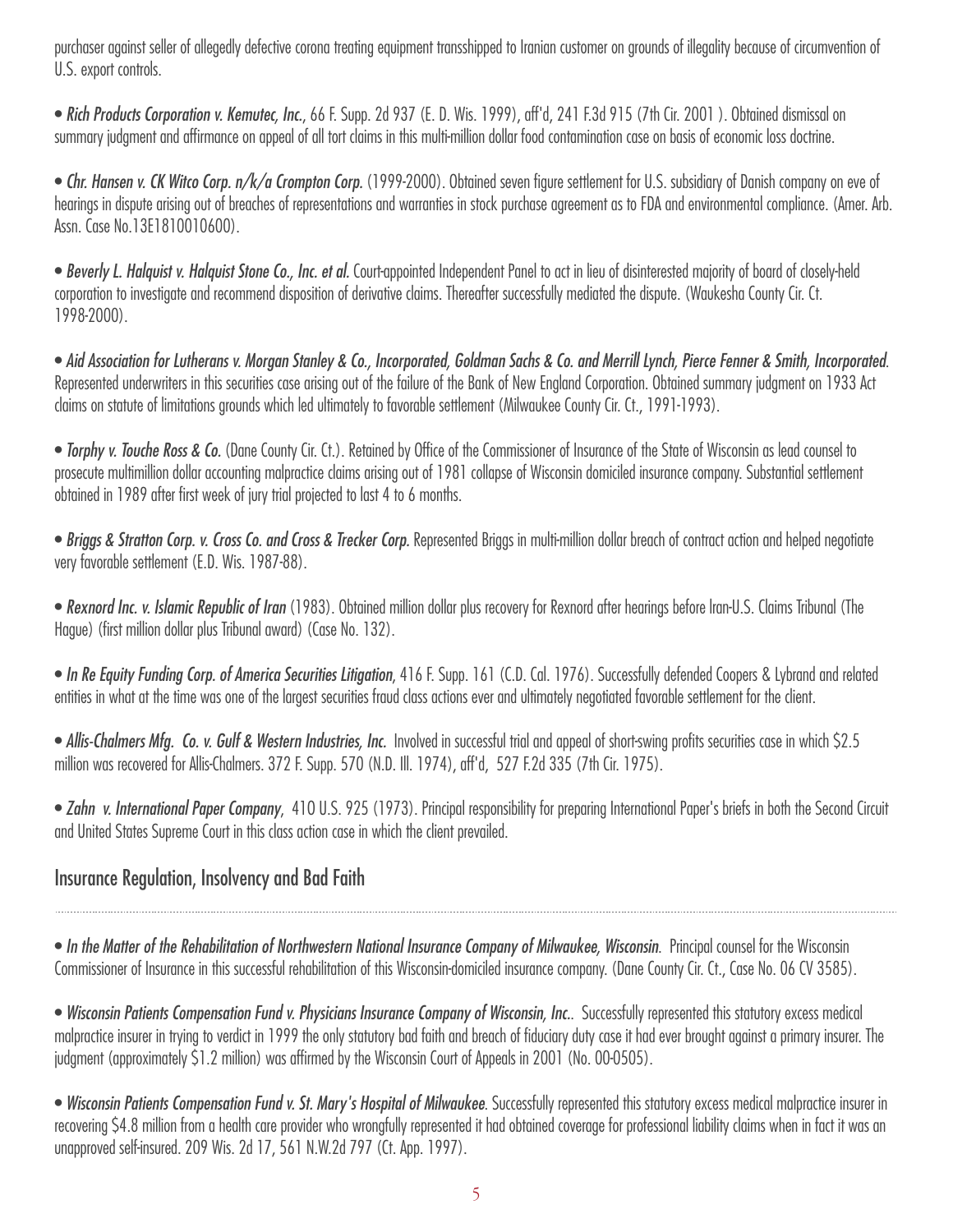purchaser against seller of allegedly defective corona treating equipment transshipped to Iranian customer on grounds of illegality because of circumvention of U.S. export controls.

- ***Rich Products Corporation v. Kemutec, Inc.***, 66 F. Supp. 2d 937 (E. D. Wis. 1999), aff'd, 241 F.3d 915 (7th Cir. 2001 ). Obtained dismissal on summary judgment and affirmance on appeal of all tort claims in this multi-million dollar food contamination case on basis of economic loss doctrine.

- ***Chr. Hansen v. CK Witco Corp. n/k/a Crompton Corp.*** (1999-2000). Obtained seven figure settlement for U.S. subsidiary of Danish company on eve of hearings in dispute arising out of breaches of representations and warranties in stock purchase agreement as to FDA and environmental compliance. (Amer. Arb. Assn. Case No.13E1810010600).

- ***Beverly L. Halquist v. Halquist Stone Co., Inc. et al.*** Court-appointed Independent Panel to act in lieu of disinterested majority of board of closely-held corporation to investigate and recommend disposition of derivative claims. Thereafter successfully mediated the dispute. (Waukesha County Cir. Ct. 1998-2000).

- ***Aid Association for Lutherans v. Morgan Stanley & Co., Incorporated, Goldman Sachs & Co. and Merrill Lynch, Pierce Fenner & Smith, Incorporated***. Represented underwriters in this securities case arising out of the failure of the Bank of New England Corporation. Obtained summary judgment on 1933 Act claims on statute of limitations grounds which led ultimately to favorable settlement (Milwaukee County Cir. Ct., 1991-1993).

- ***Torphy v. Touche Ross & Co.*** (Dane County Cir. Ct.). Retained by Office of the Commissioner of Insurance of the State of Wisconsin as lead counsel to prosecute multimillion dollar accounting malpractice claims arising out of 1981 collapse of Wisconsin domiciled insurance company. Substantial settlement obtained in 1989 after first week of jury trial projected to last 4 to 6 months.

- ***Briggs & Stratton Corp. v. Cross Co. and Cross & Trecker Corp.*** Represented Briggs in multi-million dollar breach of contract action and helped negotiate very favorable settlement (E.D. Wis. 1987-88).

- ***Rexnord Inc. v. Islamic Republic of Iran*** (1983). Obtained million dollar plus recovery for Rexnord after hearings before Iran-U.S. Claims Tribunal (The Hague) (first million dollar plus Tribunal award) (Case No. 132).

- ***In Re Equity Funding Corp. of America Securities Litigation***, 416 F. Supp. 161 (C.D. Cal. 1976). Successfully defended Coopers & Lybrand and related entities in what at the time was one of the largest securities fraud class actions ever and ultimately negotiated favorable settlement for the client.

- ***Allis-Chalmers Mfg. Co. v. Gulf & Western Industries, Inc.*** Involved in successful trial and appeal of short-swing profits securities case in which $2.5 million was recovered for Allis-Chalmers. 372 F. Supp. 570 (N.D. Ill. 1974), aff'd, 527 F.2d 335 (7th Cir. 1975).

- ***Zahn v. International Paper Company***, 410 U.S. 925 (1973). Principal responsibility for preparing International Paper's briefs in both the Second Circuit and United States Supreme Court in this class action case in which the client prevailed.

## Insurance Regulation, Insolvency and Bad Faith

- ***In the Matter of the Rehabilitation of Northwestern National Insurance Company of Milwaukee, Wisconsin***. Principal counsel for the Wisconsin Commissioner of Insurance in this successful rehabilitation of this Wisconsin-domiciled insurance company. (Dane County Cir. Ct., Case No. 06 CV 3585).

- ***Wisconsin Patients Compensation Fund v. Physicians Insurance Company of Wisconsin, Inc.***. Successfully represented this statutory excess medical malpractice insurer in trying to verdict in 1999 the only statutory bad faith and breach of fiduciary duty case it had ever brought against a primary insurer. The judgment (approximately $1.2 million) was affirmed by the Wisconsin Court of Appeals in 2001 (No. 00-0505).

- ***Wisconsin Patients Compensation Fund v. St. Mary's Hospital of Milwaukee***. Successfully represented this statutory excess medical malpractice insurer in recovering $4.8 million from a health care provider who wrongfully represented it had obtained coverage for professional liability claims when in fact it was an unapproved self-insured. 209 Wis. 2d 17, 561 N.W.2d 797 (Ct. App. 1997).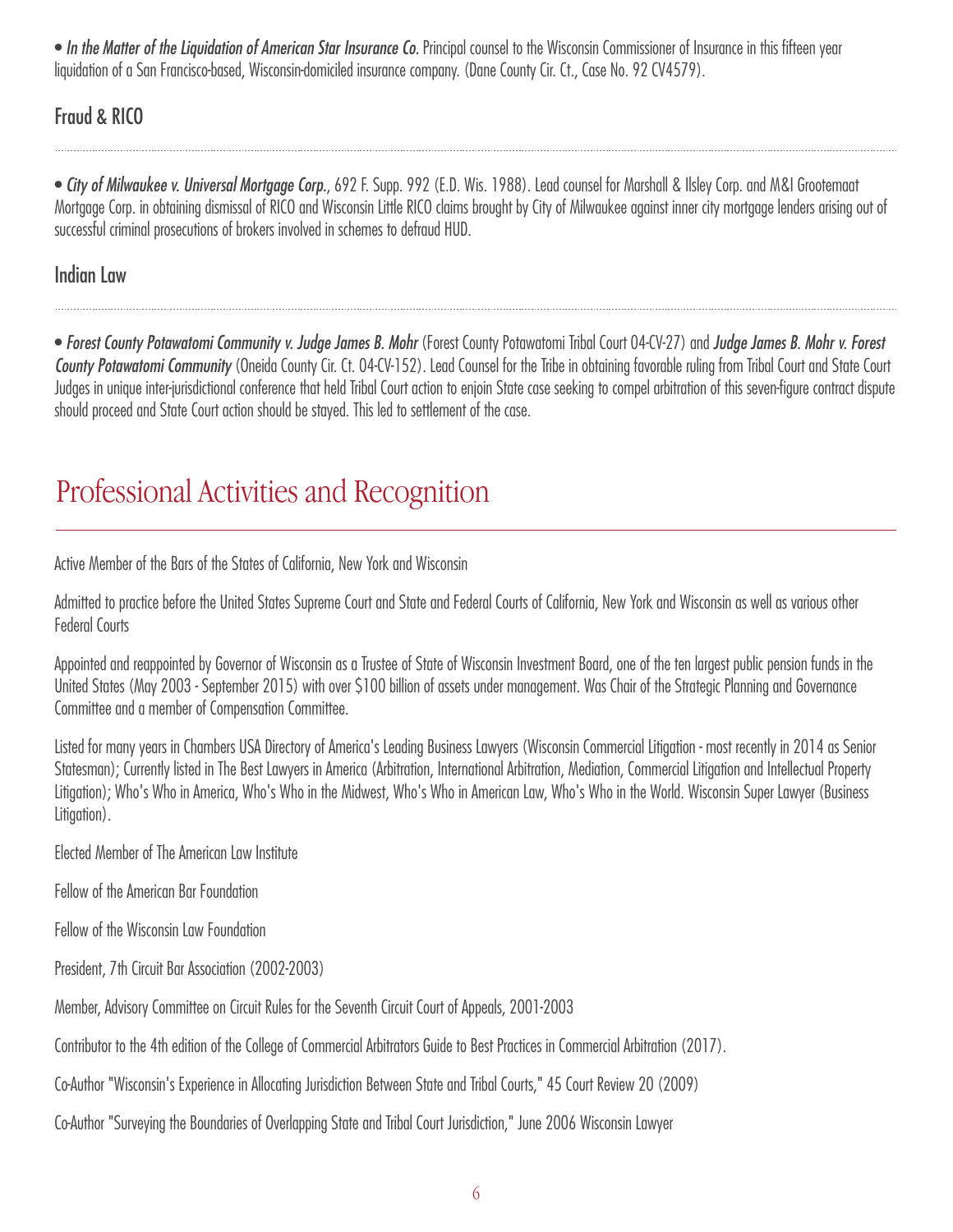- ***In the Matter of the Liquidation of American Star Insurance Co.*** Principal counsel to the Wisconsin Commissioner of Insurance in this fifteen year liquidation of a San Francisco-based, Wisconsin-domiciled insurance company. (Dane County Cir. Ct., Case No. 92 CV4579).

### Fraud & RICO

- ***City of Milwaukee v. Universal Mortgage Corp.***, 692 F. Supp. 992 (E.D. Wis. 1988). Lead counsel for Marshall & Ilsley Corp. and M&I Grootemaat Mortgage Corp. in obtaining dismissal of RICO and Wisconsin Little RICO claims brought by City of Milwaukee against inner city mortgage lenders arising out of successful criminal prosecutions of brokers involved in schemes to defraud HUD.

### Indian Law

- ***Forest County Potawatomi Community v. Judge James B. Mohr*** (Forest County Potawatomi Tribal Court 04-CV-27) and ***Judge James B. Mohr v. Forest County Potawatomi Community*** (Oneida County Cir. Ct. 04-CV-152). Lead Counsel for the Tribe in obtaining favorable ruling from Tribal Court and State Court Judges in unique inter-jurisdictional conference that held Tribal Court action to enjoin State case seeking to compel arbitration of this seven-figure contract dispute should proceed and State Court action should be stayed. This led to settlement of the case.

## Professional Activities and Recognition

Active Member of the Bars of the States of California, New York and Wisconsin

Admitted to practice before the United States Supreme Court and State and Federal Courts of California, New York and Wisconsin as well as various other Federal Courts

Appointed and reappointed by Governor of Wisconsin as a Trustee of State of Wisconsin Investment Board, one of the ten largest public pension funds in the United States (May 2003 - September 2015) with over $100 billion of assets under management. Was Chair of the Strategic Planning and Governance Committee and a member of Compensation Committee.

Listed for many years in Chambers USA Directory of America's Leading Business Lawyers (Wisconsin Commercial Litigation - most recently in 2014 as Senior Statesman); Currently listed in The Best Lawyers in America (Arbitration, International Arbitration, Mediation, Commercial Litigation and Intellectual Property Litigation); Who's Who in America, Who's Who in the Midwest, Who's Who in American Law, Who's Who in the World. Wisconsin Super Lawyer (Business Litigation).

Elected Member of The American Law Institute

Fellow of the American Bar Foundation

Fellow of the Wisconsin Law Foundation

President, 7th Circuit Bar Association (2002-2003)

Member, Advisory Committee on Circuit Rules for the Seventh Circuit Court of Appeals, 2001-2003

Contributor to the 4th edition of the College of Commercial Arbitrators Guide to Best Practices in Commercial Arbitration (2017).

Co-Author "Wisconsin's Experience in Allocating Jurisdiction Between State and Tribal Courts," 45 Court Review 20 (2009)

Co-Author "Surveying the Boundaries of Overlapping State and Tribal Court Jurisdiction," June 2006 Wisconsin Lawyer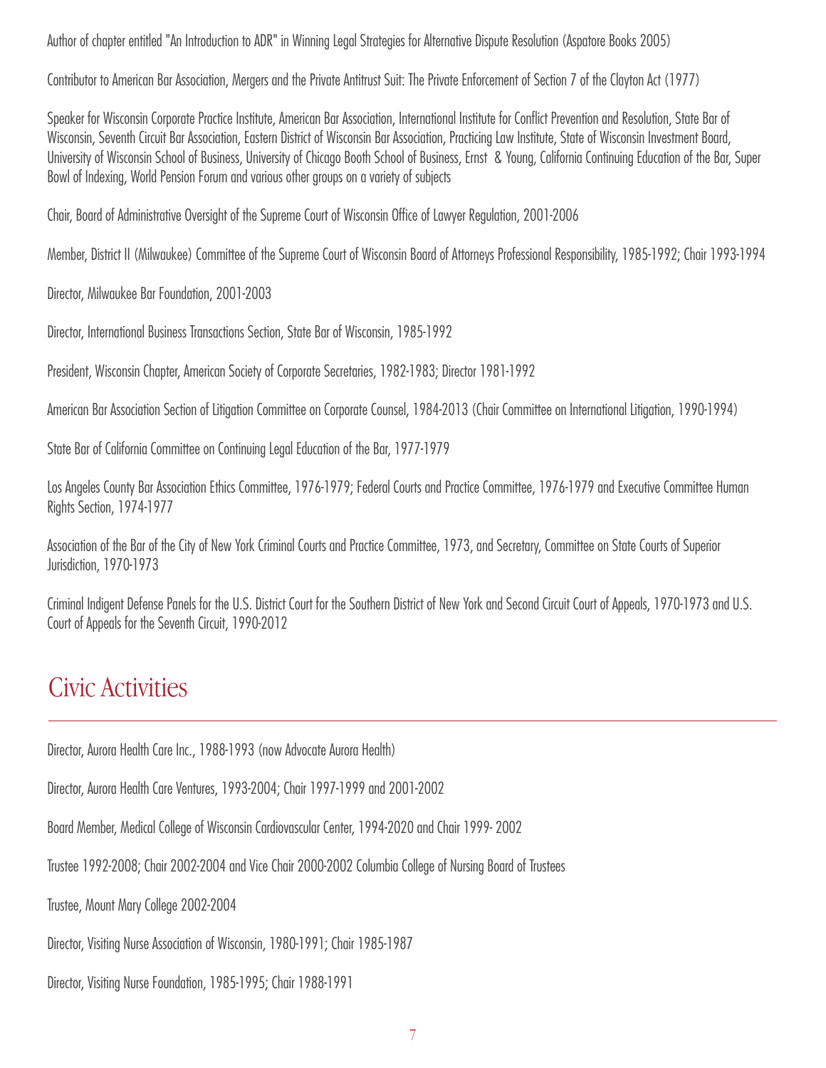Author of chapter entitled "An Introduction to ADR" in Winning Legal Strategies for Alternative Dispute Resolution (Aspatore Books 2005)

Contributor to American Bar Association, Mergers and the Private Antitrust Suit: The Private Enforcement of Section 7 of the Clayton Act (1977)

Speaker for Wisconsin Corporate Practice Institute, American Bar Association, International Institute for Conflict Prevention and Resolution, State Bar of Wisconsin, Seventh Circuit Bar Association, Eastern District of Wisconsin Bar Association, Practicing Law Institute, State of Wisconsin Investment Board, University of Wisconsin School of Business, University of Chicago Booth School of Business, Ernst & Young, California Continuing Education of the Bar, Super Bowl of Indexing, World Pension Forum and various other groups on a variety of subjects

Chair, Board of Administrative Oversight of the Supreme Court of Wisconsin Office of Lawyer Regulation, 2001-2006

Member, District II (Milwaukee) Committee of the Supreme Court of Wisconsin Board of Attorneys Professional Responsibility, 1985-1992; Chair 1993-1994

Director, Milwaukee Bar Foundation, 2001-2003

Director, International Business Transactions Section, State Bar of Wisconsin, 1985-1992

President, Wisconsin Chapter, American Society of Corporate Secretaries, 1982-1983; Director 1981-1992

American Bar Association Section of Litigation Committee on Corporate Counsel, 1984-2013 (Chair Committee on International Litigation, 1990-1994)

State Bar of California Committee on Continuing Legal Education of the Bar, 1977-1979

Los Angeles County Bar Association Ethics Committee, 1976-1979; Federal Courts and Practice Committee, 1976-1979 and Executive Committee Human Rights Section, 1974-1977

Association of the Bar of the City of New York Criminal Courts and Practice Committee, 1973, and Secretary, Committee on State Courts of Superior Jurisdiction, 1970-1973

Criminal Indigent Defense Panels for the U.S. District Court for the Southern District of New York and Second Circuit Court of Appeals, 1970-1973 and U.S. Court of Appeals for the Seventh Circuit, 1990-2012

## Civic Activities

Director, Aurora Health Care Inc., 1988-1993 (now Advocate Aurora Health)

Director, Aurora Health Care Ventures, 1993-2004; Chair 1997-1999 and 2001-2002

Board Member, Medical College of Wisconsin Cardiovascular Center, 1994-2020 and Chair 1999- 2002

Trustee 1992-2008; Chair 2002-2004 and Vice Chair 2000-2002 Columbia College of Nursing Board of Trustees

Trustee, Mount Mary College 2002-2004

Director, Visiting Nurse Association of Wisconsin, 1980-1991; Chair 1985-1987

Director, Visiting Nurse Foundation, 1985-1995; Chair 1988-1991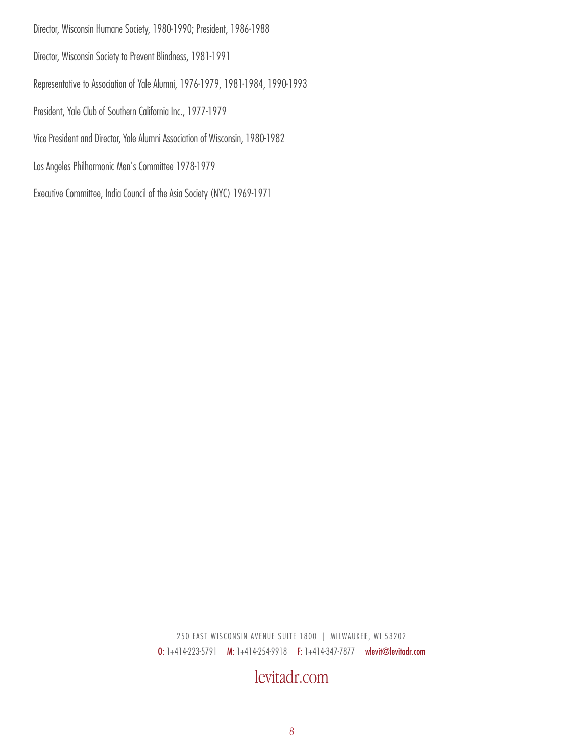Director, Wisconsin Humane Society, 1980-1990; President, 1986-1988

Director, Wisconsin Society to Prevent Blindness, 1981-1991

Representative to Association of Yale Alumni, 1976-1979, 1981-1984, 1990-1993

President, Yale Club of Southern California Inc., 1977-1979

Vice President and Director, Yale Alumni Association of Wisconsin, 1980-1982

Los Angeles Philharmonic Men's Committee 1978-1979

Executive Committee, India Council of the Asia Society (NYC) 1969-1971